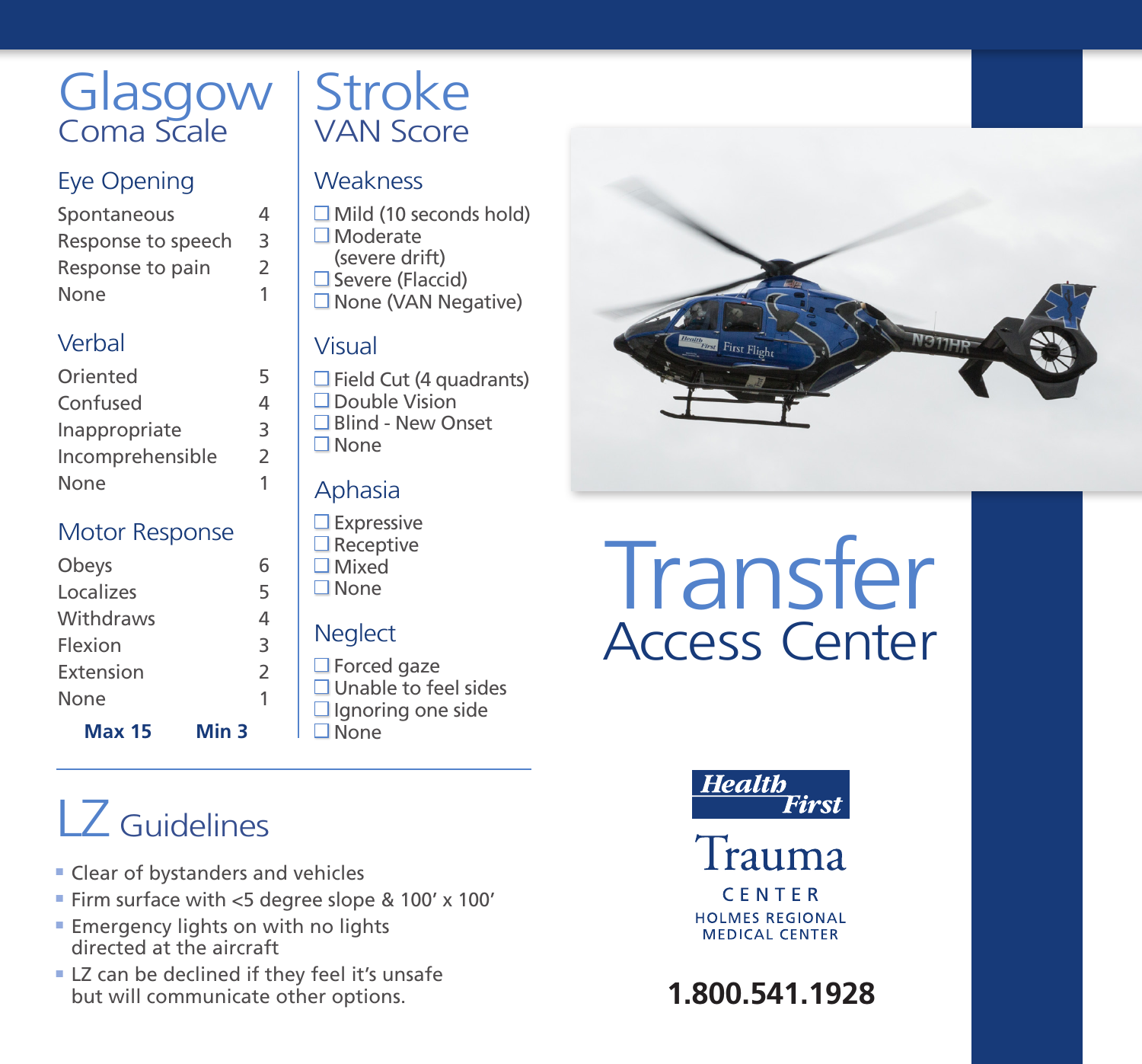# Glasgow Coma Scale

## Eye Opening

| | |
|---|---|
| Spontaneous | 4 |
| Response to speech | 3 |
| Response to pain | 2 |
| None | 1 |

## Verbal

| | |
|---|---|
| Oriented | 5 |
| Confused | 4 |
| Inappropriate | 3 |
| Incomprehensible | 2 |
| None | 1 |

## Motor Response

| | |
|---|---|
| Obeys | 6 |
| Localizes | 5 |
| Withdraws | 4 |
| Flexion | 3 |
| Extension | 2 |
| None | 1 |

**Max 15** **Min 3**

# Stroke VAN Score

## Weakness

- ☐ Mild (10 seconds hold)
- ☐ Moderate (severe drift)
- ☐ Severe (Flaccid)
- ☐ None (VAN Negative)

## Visual

- ☐ Field Cut (4 quadrants)
- ☐ Double Vision
- ☐ Blind - New Onset
- ☐ None

## Aphasia

- ☐ Expressive
- ☐ Receptive
- ☐ Mixed
- ☐ None

## Neglect

- ☐ Forced gaze
- ☐ Unable to feel sides
- ☐ Ignoring one side
- ☐ None

# LZ Guidelines

- Clear of bystanders and vehicles
- Firm surface with <5 degree slope & 100′ x 100′
- Emergency lights on with no lights directed at the aircraft
- LZ can be declined if they feel it's unsafe but will communicate other options.

# Transfer Access Center

Health First

Trauma CENTER

HOLMES REGIONAL MEDICAL CENTER

**1.800.541.1928**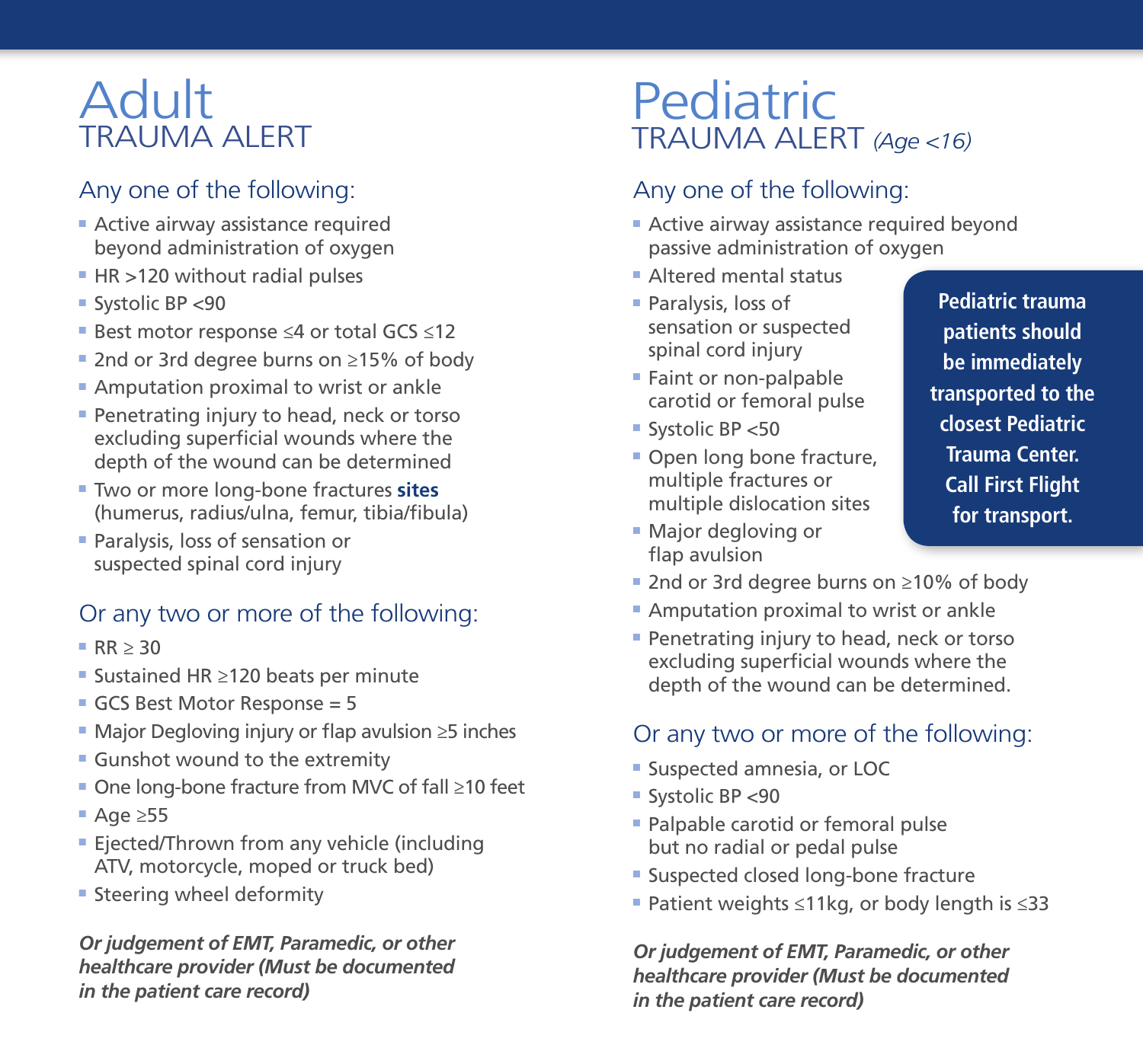# Adult

## TRAUMA ALERT

### Any one of the following:

- Active airway assistance required beyond administration of oxygen
- HR >120 without radial pulses
- Systolic BP <90
- Best motor response ≤4 or total GCS ≤12
- 2nd or 3rd degree burns on ≥15% of body
- Amputation proximal to wrist or ankle
- Penetrating injury to head, neck or torso excluding superficial wounds where the depth of the wound can be determined
- Two or more long-bone fractures **sites** (humerus, radius/ulna, femur, tibia/fibula)
- Paralysis, loss of sensation or suspected spinal cord injury

### Or any two or more of the following:

- RR ≥ 30
- Sustained HR ≥120 beats per minute
- GCS Best Motor Response = 5
- Major Degloving injury or flap avulsion ≥5 inches
- Gunshot wound to the extremity
- One long-bone fracture from MVC of fall ≥10 feet
- Age ≥55
- Ejected/Thrown from any vehicle (including ATV, motorcycle, moped or truck bed)
- Steering wheel deformity

***Or judgement of EMT, Paramedic, or other healthcare provider (Must be documented in the patient care record)***

# Pediatric

## TRAUMA ALERT *(Age <16)*

### Any one of the following:

- Active airway assistance required beyond passive administration of oxygen
- Altered mental status
- Paralysis, loss of sensation or suspected spinal cord injury
- Faint or non-palpable carotid or femoral pulse
- Systolic BP <50
- Open long bone fracture, multiple fractures or multiple dislocation sites
- Major degloving or flap avulsion
- 2nd or 3rd degree burns on ≥10% of body
- Amputation proximal to wrist or ankle
- Penetrating injury to head, neck or torso excluding superficial wounds where the depth of the wound can be determined.

**Pediatric trauma patients should be immediately transported to the closest Pediatric Trauma Center. Call First Flight for transport.**

### Or any two or more of the following:

- Suspected amnesia, or LOC
- Systolic BP <90
- Palpable carotid or femoral pulse but no radial or pedal pulse
- Suspected closed long-bone fracture
- Patient weights ≤11kg, or body length is ≤33

***Or judgement of EMT, Paramedic, or other healthcare provider (Must be documented in the patient care record)***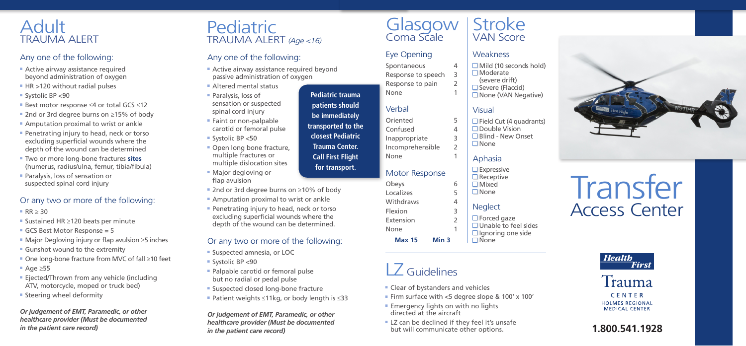# Adult
## TRAUMA ALERT

### Any one of the following:

- Active airway assistance required beyond administration of oxygen
- HR >120 without radial pulses
- Systolic BP <90
- Best motor response ≤4 or total GCS ≤12
- 2nd or 3rd degree burns on ≥15% of body
- Amputation proximal to wrist or ankle
- Penetrating injury to head, neck or torso excluding superficial wounds where the depth of the wound can be determined
- Two or more long-bone fractures **sites** (humerus, radius/ulna, femur, tibia/fibula)
- Paralysis, loss of sensation or suspected spinal cord injury

### Or any two or more of the following:

- RR ≥ 30
- Sustained HR ≥120 beats per minute
- GCS Best Motor Response = 5
- Major Degloving injury or flap avulsion ≥5 inches
- Gunshot wound to the extremity
- One long-bone fracture from MVC of fall ≥10 feet
- Age ≥55
- Ejected/Thrown from any vehicle (including ATV, motorcycle, moped or truck bed)
- Steering wheel deformity

***Or judgement of EMT, Paramedic, or other healthcare provider (Must be documented in the patient care record)***

# Pediatric
## TRAUMA ALERT *(Age <16)*

### Any one of the following:

- Active airway assistance required beyond passive administration of oxygen
- Altered mental status
- Paralysis, loss of sensation or suspected spinal cord injury
- Faint or non-palpable carotid or femoral pulse
- Systolic BP <50
- Open long bone fracture, multiple fractures or multiple dislocation sites
- Major degloving or flap avulsion
- 2nd or 3rd degree burns on ≥10% of body
- Amputation proximal to wrist or ankle
- Penetrating injury to head, neck or torso excluding superficial wounds where the depth of the wound can be determined.

**Pediatric trauma patients should be immediately transported to the closest Pediatric Trauma Center. Call First Flight for transport.**

### Or any two or more of the following:

- Suspected amnesia, or LOC
- Systolic BP <90
- Palpable carotid or femoral pulse but no radial or pedal pulse
- Suspected closed long-bone fracture
- Patient weights ≤11kg, or body length is ≤33

***Or judgement of EMT, Paramedic, or other healthcare provider (Must be documented in the patient care record)***

# Glasgow
## Coma Scale

### Eye Opening

| | |
|---|---|
| Spontaneous | 4 |
| Response to speech | 3 |
| Response to pain | 2 |
| None | 1 |

### Verbal

| | |
|---|---|
| Oriented | 5 |
| Confused | 4 |
| Inappropriate | 3 |
| Incomprehensible | 2 |
| None | 1 |

### Motor Response

| | |
|---|---|
| Obeys | 6 |
| Localizes | 5 |
| Withdraws | 4 |
| Flexion | 3 |
| Extension | 2 |
| None | 1 |
| **Max 15** | **Min 3** |

# Stroke
## VAN Score

### Weakness

- ☐ Mild (10 seconds hold)
- ☐ Moderate (severe drift)
- ☐ Severe (Flaccid)
- ☐ None (VAN Negative)

### Visual

- ☐ Field Cut (4 quadrants)
- ☐ Double Vision
- ☐ Blind - New Onset
- ☐ None

### Aphasia

- ☐ Expressive
- ☐ Receptive
- ☐ Mixed
- ☐ None

### Neglect

- ☐ Forced gaze
- ☐ Unable to feel sides
- ☐ Ignoring one side
- ☐ None

# LZ Guidelines

- Clear of bystanders and vehicles
- Firm surface with <5 degree slope & 100' x 100'
- Emergency lights on with no lights directed at the aircraft
- LZ can be declined if they feel it's unsafe but will communicate other options.

# Transfer
## Access Center

Health First

Trauma CENTER
HOLMES REGIONAL MEDICAL CENTER

**1.800.541.1928**